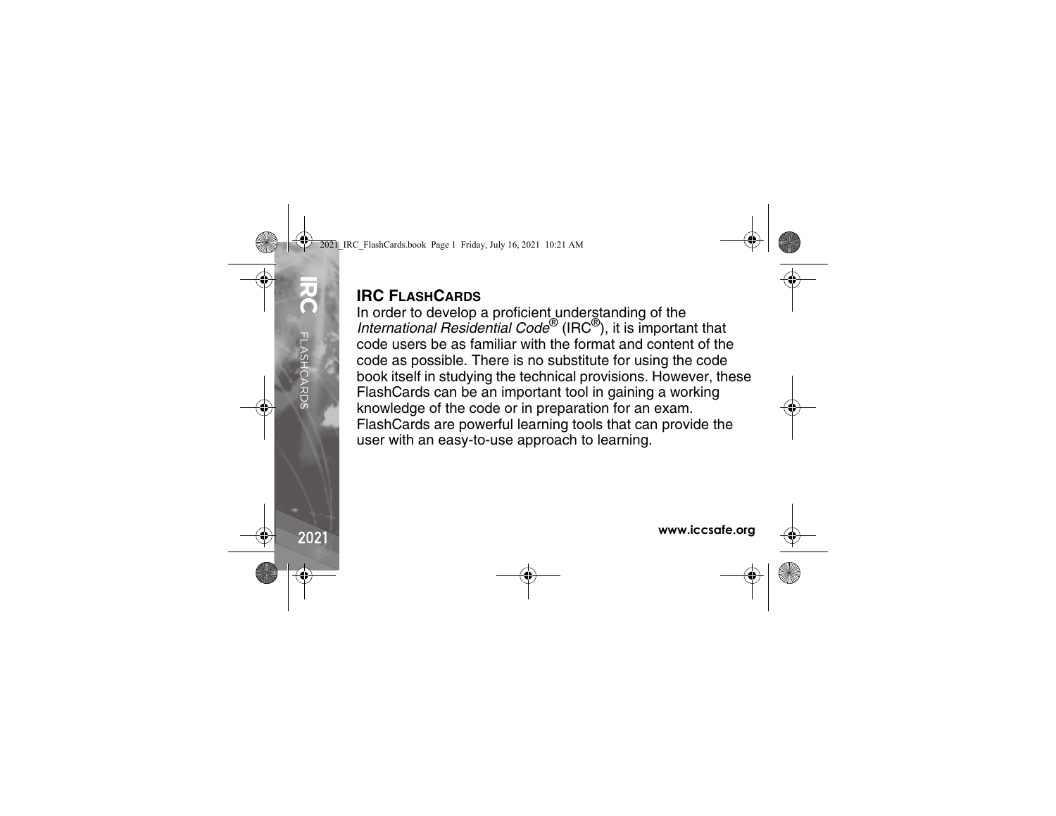## IRC FLASHCARDS

In order to develop a proficient understanding of the *International Residential Code*® (IRC®), it is important that code users be as familiar with the format and content of the code as possible. There is no substitute for using the code book itself in studying the technical provisions. However, these FlashCards can be an important tool in gaining a working knowledge of the code or in preparation for an exam. FlashCards are powerful learning tools that can provide the user with an easy-to-use approach to learning.

www.iccsafe.org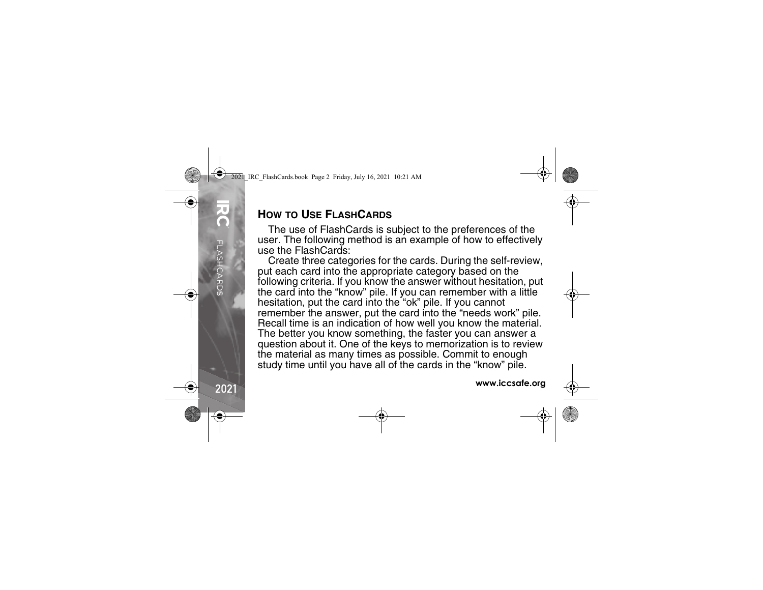## How to Use FlashCards

The use of FlashCards is subject to the preferences of the user. The following method is an example of how to effectively use the FlashCards:

Create three categories for the cards. During the self-review, put each card into the appropriate category based on the following criteria. If you know the answer without hesitation, put the card into the “know” pile. If you can remember with a little hesitation, put the card into the “ok” pile. If you cannot remember the answer, put the card into the “needs work” pile. Recall time is an indication of how well you know the material. The better you know something, the faster you can answer a question about it. One of the keys to memorization is to review the material as many times as possible. Commit to enough study time until you have all of the cards in the “know” pile.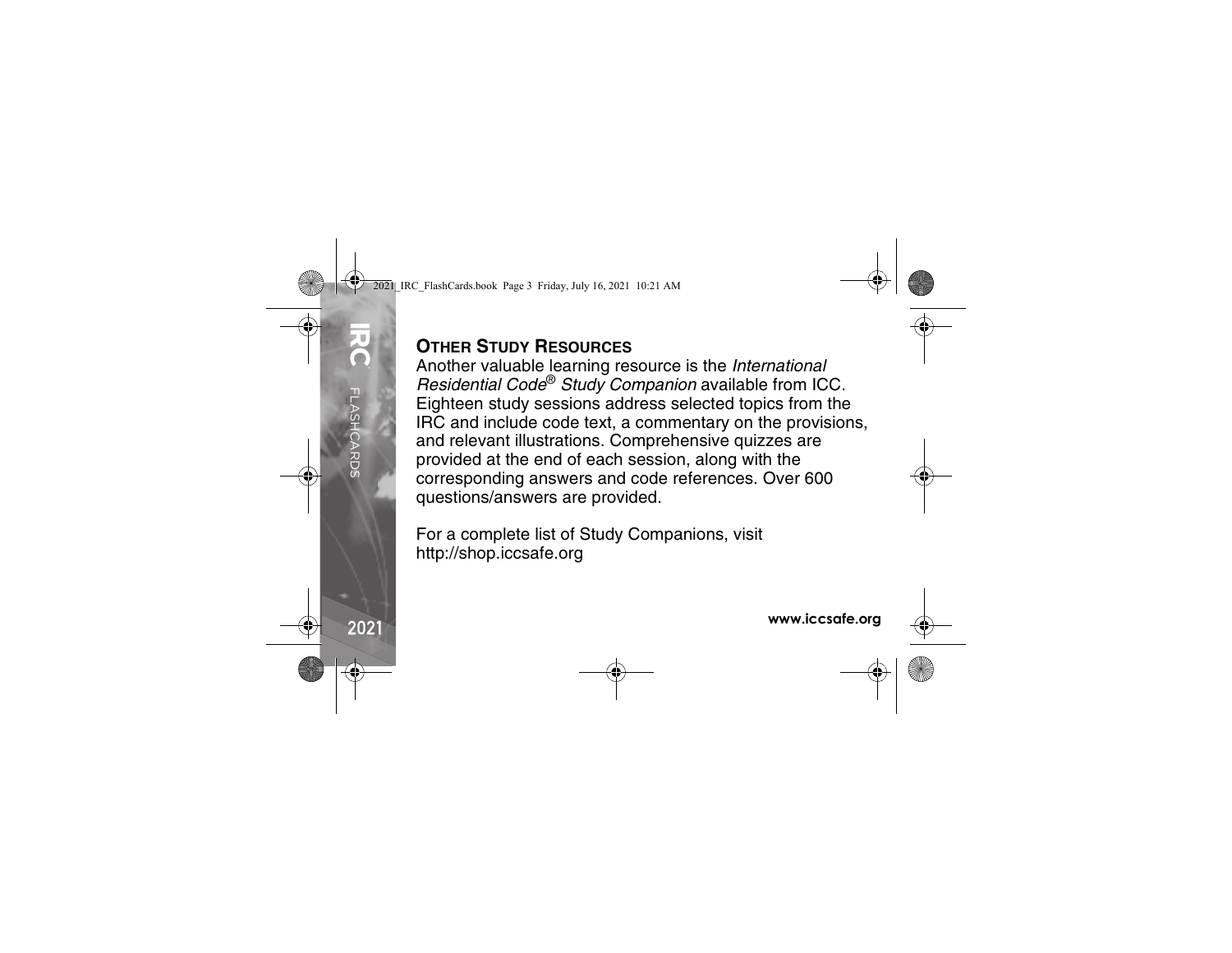## OTHER STUDY RESOURCES

Another valuable learning resource is the *International Residential Code® Study Companion* available from ICC. Eighteen study sessions address selected topics from the IRC and include code text, a commentary on the provisions, and relevant illustrations. Comprehensive quizzes are provided at the end of each session, along with the corresponding answers and code references. Over 600 questions/answers are provided.

For a complete list of Study Companions, visit http://shop.iccsafe.org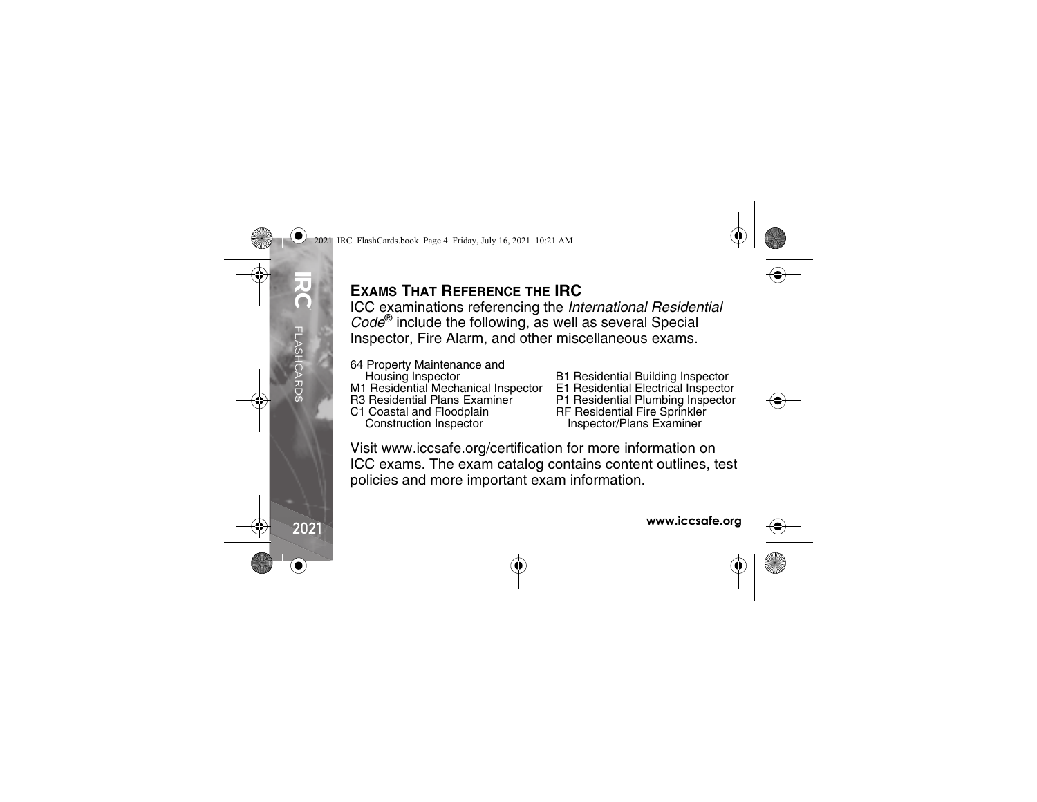## EXAMS THAT REFERENCE THE IRC

ICC examinations referencing the *International Residential Code*® include the following, as well as several Special Inspector, Fire Alarm, and other miscellaneous exams.

- 64 Property Maintenance and Housing Inspector
- M1 Residential Mechanical Inspector
- R3 Residential Plans Examiner
- C1 Coastal and Floodplain Construction Inspector
- B1 Residential Building Inspector
- E1 Residential Electrical Inspector
- P1 Residential Plumbing Inspector
- RF Residential Fire Sprinkler Inspector/Plans Examiner

Visit www.iccsafe.org/certification for more information on ICC exams. The exam catalog contains content outlines, test policies and more important exam information.

www.iccsafe.org